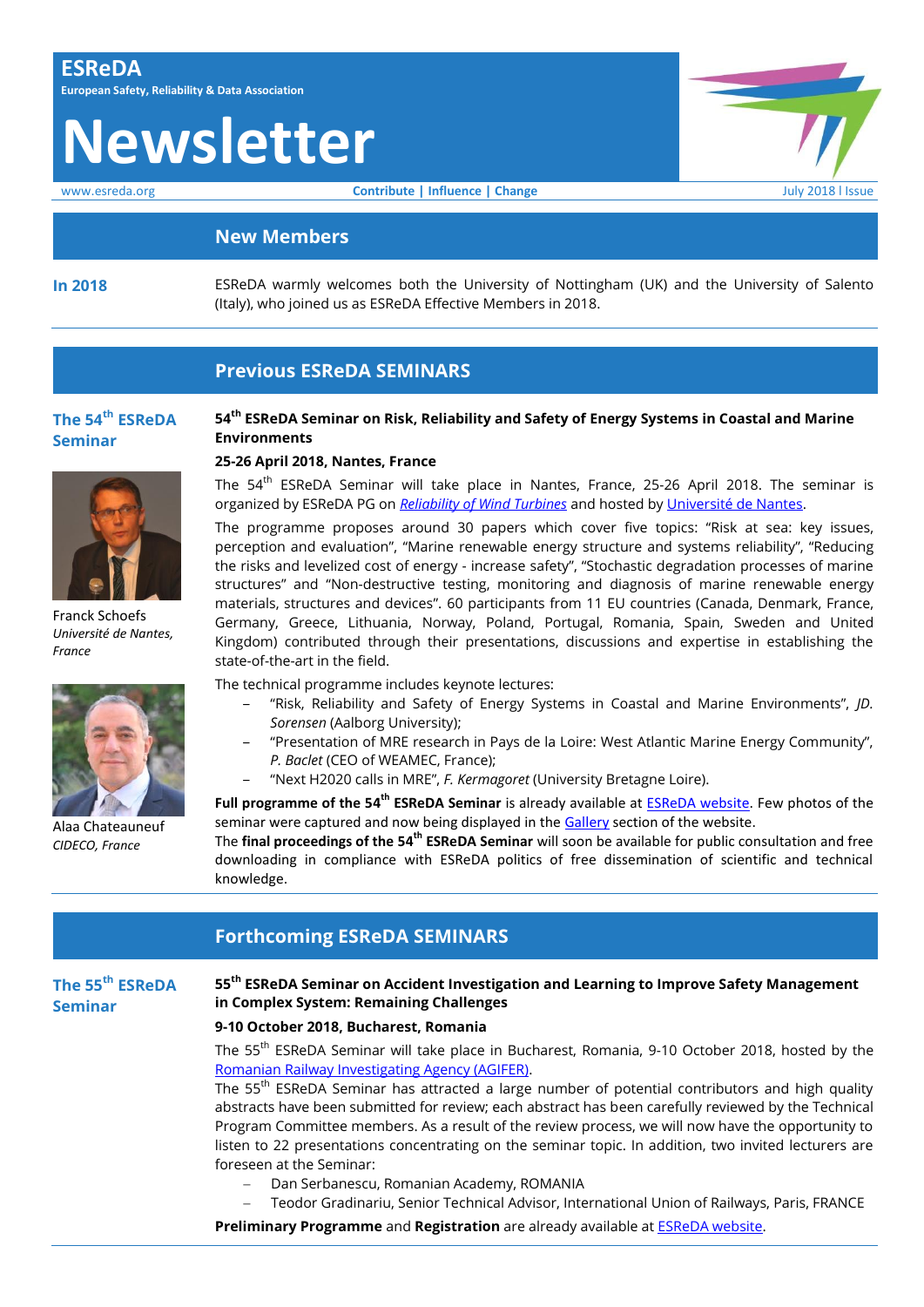# ESReDA

**European Safety, Reliability & Data Association**

# Newsletter

www.esreda.org **Contribute | Influence | Change** July 2018 I Issue

## New Members

**In 2018**

ESReDA warmly welcomes both the University of Nottingham (UK) and the University of Salento (Italy), who joined us as ESReDA Effective Members in 2018.

## Previous ESReDA SEMINARS

### The 54th ESReDA Seminar

Franck Schoefs
*Université de Nantes, France*

Alaa Chateauneuf
*CIDECO, France*

**54th ESReDA Seminar on Risk, Reliability and Safety of Energy Systems in Coastal and Marine Environments**

**25-26 April 2018, Nantes, France**

The 54th ESReDA Seminar will take place in Nantes, France, 25-26 April 2018. The seminar is organized by ESReDA PG on *Reliability of Wind Turbines* and hosted by Université de Nantes.

The programme proposes around 30 papers which cover five topics: "Risk at sea: key issues, perception and evaluation", "Marine renewable energy structure and systems reliability", "Reducing the risks and levelized cost of energy - increase safety", "Stochastic degradation processes of marine structures" and "Non-destructive testing, monitoring and diagnosis of marine renewable energy materials, structures and devices". 60 participants from 11 EU countries (Canada, Denmark, France, Germany, Greece, Lithuania, Norway, Poland, Portugal, Romania, Spain, Sweden and United Kingdom) contributed through their presentations, discussions and expertise in establishing the state-of-the-art in the field.

The technical programme includes keynote lectures:

- "Risk, Reliability and Safety of Energy Systems in Coastal and Marine Environments", *JD. Sorensen* (Aalborg University);
- "Presentation of MRE research in Pays de la Loire: West Atlantic Marine Energy Community", *P. Baclet* (CEO of WEAMEC, France);
- "Next H2020 calls in MRE", *F. Kermagoret* (University Bretagne Loire).

**Full programme of the 54th ESReDA Seminar** is already available at ESReDA website. Few photos of the seminar were captured and now being displayed in the Gallery section of the website.

The **final proceedings of the 54th ESReDA Seminar** will soon be available for public consultation and free downloading in compliance with ESReDA politics of free dissemination of scientific and technical knowledge.

## Forthcoming ESReDA SEMINARS

### The 55th ESReDA Seminar

**55th ESReDA Seminar on Accident Investigation and Learning to Improve Safety Management in Complex System: Remaining Challenges**

**9-10 October 2018, Bucharest, Romania**

The 55th ESReDA Seminar will take place in Bucharest, Romania, 9-10 October 2018, hosted by the Romanian Railway Investigating Agency (AGIFER).

The 55th ESReDA Seminar has attracted a large number of potential contributors and high quality abstracts have been submitted for review; each abstract has been carefully reviewed by the Technical Program Committee members. As a result of the review process, we will now have the opportunity to listen to 22 presentations concentrating on the seminar topic. In addition, two invited lecturers are foreseen at the Seminar:

- Dan Serbanescu, Romanian Academy, ROMANIA
- Teodor Gradinariu, Senior Technical Advisor, International Union of Railways, Paris, FRANCE

**Preliminary Programme** and **Registration** are already available at ESReDA website.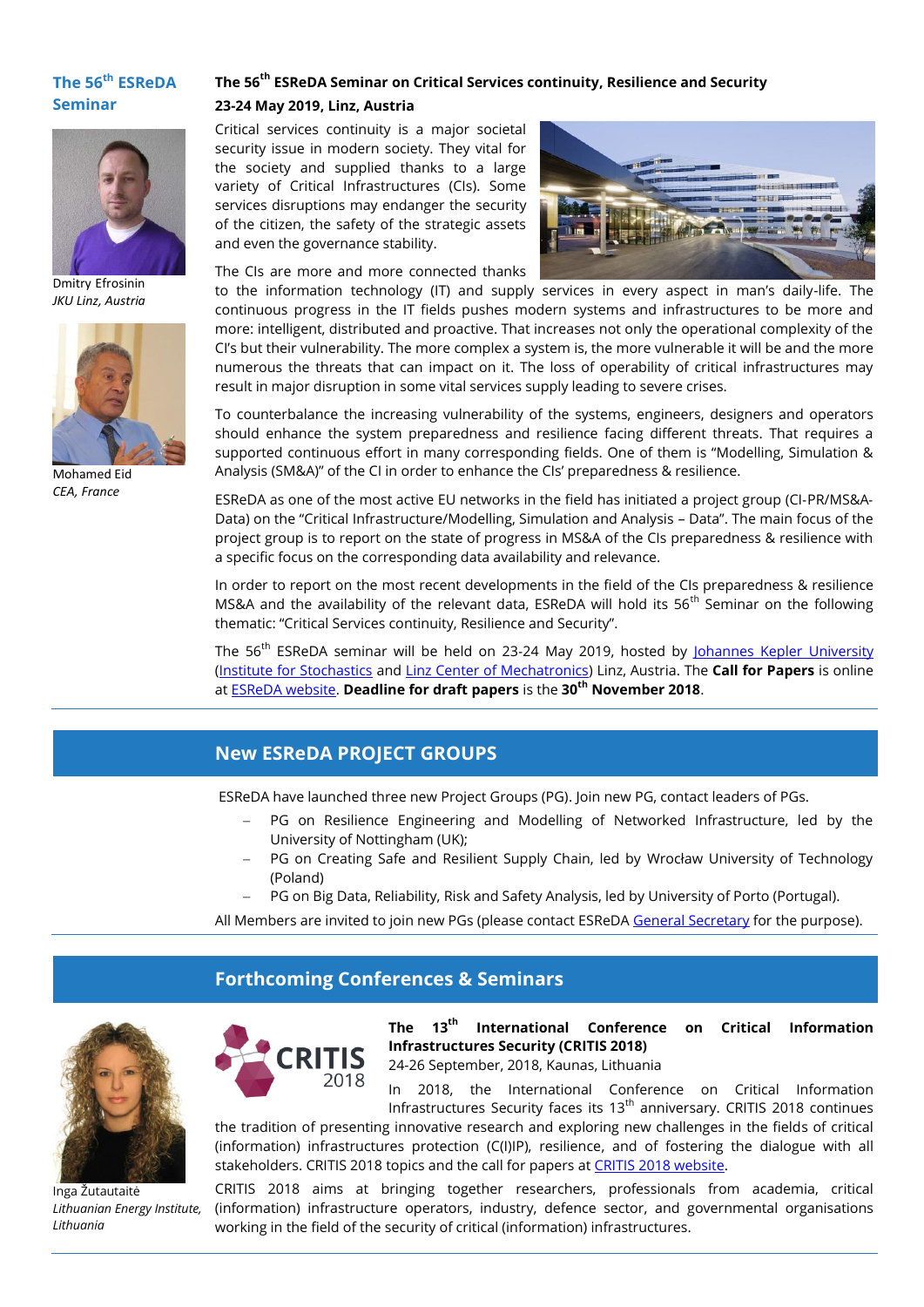## The 56th ESReDA Seminar

Dmitry Efrosinin
*JKU Linz, Austria*

Mohamed Eid
*CEA, France*

### The 56th ESReDA Seminar on Critical Services continuity, Resilience and Security

**23-24 May 2019, Linz, Austria**

Critical services continuity is a major societal security issue in modern society. They vital for the society and supplied thanks to a large variety of Critical Infrastructures (CIs). Some services disruptions may endanger the security of the citizen, the safety of the strategic assets and even the governance stability.

The CIs are more and more connected thanks to the information technology (IT) and supply services in every aspect in man's daily-life. The continuous progress in the IT fields pushes modern systems and infrastructures to be more and more: intelligent, distributed and proactive. That increases not only the operational complexity of the CI's but their vulnerability. The more complex a system is, the more vulnerable it will be and the more numerous the threats that can impact on it. The loss of operability of critical infrastructures may result in major disruption in some vital services supply leading to severe crises.

To counterbalance the increasing vulnerability of the systems, engineers, designers and operators should enhance the system preparedness and resilience facing different threats. That requires a supported continuous effort in many corresponding fields. One of them is "Modelling, Simulation & Analysis (SM&A)" of the CI in order to enhance the CIs' preparedness & resilience.

ESReDA as one of the most active EU networks in the field has initiated a project group (CI-PR/MS&A-Data) on the "Critical Infrastructure/Modelling, Simulation and Analysis – Data". The main focus of the project group is to report on the state of progress in MS&A of the CIs preparedness & resilience with a specific focus on the corresponding data availability and relevance.

In order to report on the most recent developments in the field of the CIs preparedness & resilience MS&A and the availability of the relevant data, ESReDA will hold its 56th Seminar on the following thematic: "Critical Services continuity, Resilience and Security".

The 56th ESReDA seminar will be held on 23-24 May 2019, hosted by Johannes Kepler University (Institute for Stochastics and Linz Center of Mechatronics) Linz, Austria. The **Call for Papers** is online at ESReDA website. **Deadline for draft papers** is the **30th November 2018**.

## New ESReDA PROJECT GROUPS

ESReDA have launched three new Project Groups (PG). Join new PG, contact leaders of PGs.

- PG on Resilience Engineering and Modelling of Networked Infrastructure, led by the University of Nottingham (UK);
- PG on Creating Safe and Resilient Supply Chain, led by Wrocław University of Technology (Poland)
- PG on Big Data, Reliability, Risk and Safety Analysis, led by University of Porto (Portugal).

All Members are invited to join new PGs (please contact ESReDA General Secretary for the purpose).

## Forthcoming Conferences & Seminars

Inga Žutautaitė
*Lithuanian Energy Institute, Lithuania*

CRITIS 2018

### The 13th International Conference on Critical Information Infrastructures Security (CRITIS 2018)

24-26 September, 2018, Kaunas, Lithuania

In 2018, the International Conference on Critical Information Infrastructures Security faces its 13th anniversary. CRITIS 2018 continues the tradition of presenting innovative research and exploring new challenges in the fields of critical (information) infrastructures protection (C(I)IP), resilience, and of fostering the dialogue with all stakeholders. CRITIS 2018 topics and the call for papers at CRITIS 2018 website.

CRITIS 2018 aims at bringing together researchers, professionals from academia, critical (information) infrastructure operators, industry, defence sector, and governmental organisations working in the field of the security of critical (information) infrastructures.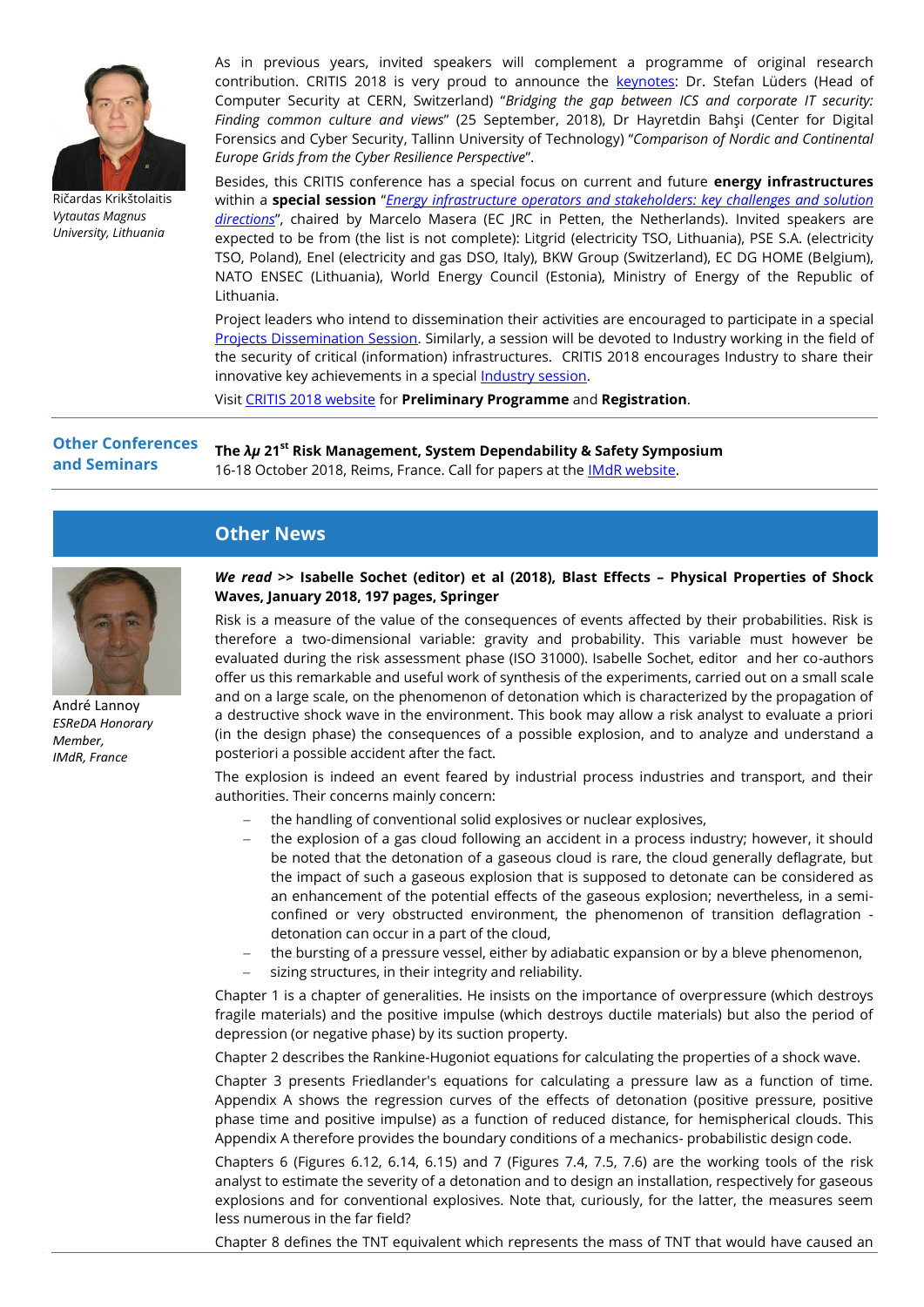Ričardas Krikštolaitis
*Vytautas Magnus University, Lithuania*

As in previous years, invited speakers will complement a programme of original research contribution. CRITIS 2018 is very proud to announce the keynotes: Dr. Stefan Lüders (Head of Computer Security at CERN, Switzerland) "*Bridging the gap between ICS and corporate IT security: Finding common culture and views*" (25 September, 2018), Dr Hayretdin Bahşi (Center for Digital Forensics and Cyber Security, Tallinn University of Technology) "*Comparison of Nordic and Continental Europe Grids from the Cyber Resilience Perspective*".

Besides, this CRITIS conference has a special focus on current and future **energy infrastructures** within a **special session** "*Energy infrastructure operators and stakeholders: key challenges and solution directions*", chaired by Marcelo Masera (EC JRC in Petten, the Netherlands). Invited speakers are expected to be from (the list is not complete): Litgrid (electricity TSO, Lithuania), PSE S.A. (electricity TSO, Poland), Enel (electricity and gas DSO, Italy), BKW Group (Switzerland), EC DG HOME (Belgium), NATO ENSEC (Lithuania), World Energy Council (Estonia), Ministry of Energy of the Republic of Lithuania.

Project leaders who intend to dissemination their activities are encouraged to participate in a special Projects Dissemination Session. Similarly, a session will be devoted to Industry working in the field of the security of critical (information) infrastructures. CRITIS 2018 encourages Industry to share their innovative key achievements in a special Industry session.

Visit CRITIS 2018 website for **Preliminary Programme** and **Registration**.

---

## Other Conferences and Seminars

**The *λμ* 21st Risk Management, System Dependability & Safety Symposium**
16-18 October 2018, Reims, France. Call for papers at the IMdR website.

---

## Other News

André Lannoy
*ESReDA Honorary Member, IMdR, France*

***We read* >> Isabelle Sochet (editor) et al (2018), Blast Effects – Physical Properties of Shock Waves, January 2018, 197 pages, Springer**

Risk is a measure of the value of the consequences of events affected by their probabilities. Risk is therefore a two-dimensional variable: gravity and probability. This variable must however be evaluated during the risk assessment phase (ISO 31000). Isabelle Sochet, editor and her co-authors offer us this remarkable and useful work of synthesis of the experiments, carried out on a small scale and on a large scale, on the phenomenon of detonation which is characterized by the propagation of a destructive shock wave in the environment. This book may allow a risk analyst to evaluate a priori (in the design phase) the consequences of a possible explosion, and to analyze and understand a posteriori a possible accident after the fact.

The explosion is indeed an event feared by industrial process industries and transport, and their authorities. Their concerns mainly concern:

- the handling of conventional solid explosives or nuclear explosives,
- the explosion of a gas cloud following an accident in a process industry; however, it should be noted that the detonation of a gaseous cloud is rare, the cloud generally deflagrate, but the impact of such a gaseous explosion that is supposed to detonate can be considered as an enhancement of the potential effects of the gaseous explosion; nevertheless, in a semi-confined or very obstructed environment, the phenomenon of transition deflagration - detonation can occur in a part of the cloud,
- the bursting of a pressure vessel, either by adiabatic expansion or by a bleve phenomenon,
- sizing structures, in their integrity and reliability.

Chapter 1 is a chapter of generalities. He insists on the importance of overpressure (which destroys fragile materials) and the positive impulse (which destroys ductile materials) but also the period of depression (or negative phase) by its suction property.

Chapter 2 describes the Rankine-Hugoniot equations for calculating the properties of a shock wave.

Chapter 3 presents Friedlander's equations for calculating a pressure law as a function of time. Appendix A shows the regression curves of the effects of detonation (positive pressure, positive phase time and positive impulse) as a function of reduced distance, for hemispherical clouds. This Appendix A therefore provides the boundary conditions of a mechanics- probabilistic design code.

Chapters 6 (Figures 6.12, 6.14, 6.15) and 7 (Figures 7.4, 7.5, 7.6) are the working tools of the risk analyst to estimate the severity of a detonation and to design an installation, respectively for gaseous explosions and for conventional explosives. Note that, curiously, for the latter, the measures seem less numerous in the far field?

Chapter 8 defines the TNT equivalent which represents the mass of TNT that would have caused an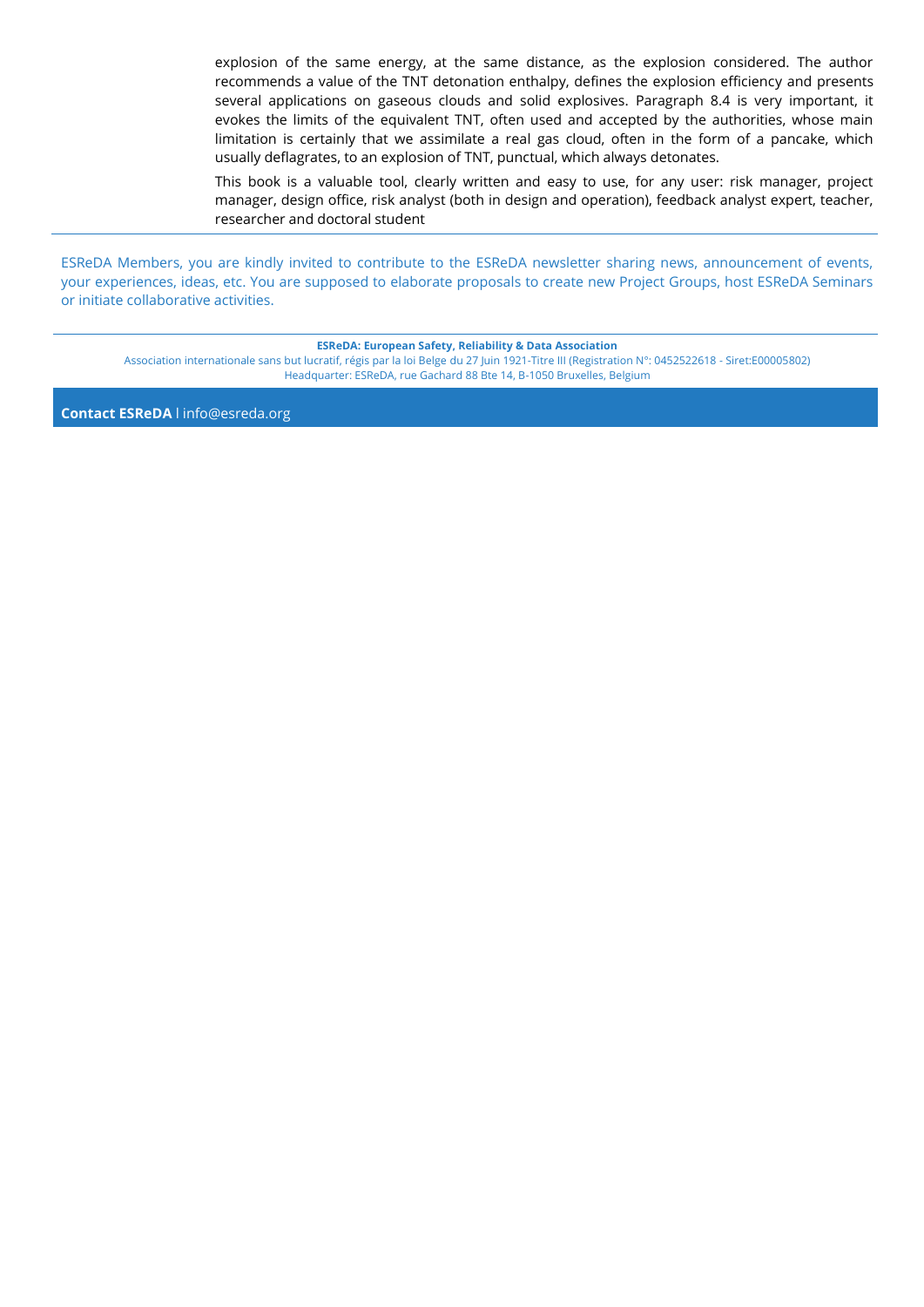explosion of the same energy, at the same distance, as the explosion considered. The author recommends a value of the TNT detonation enthalpy, defines the explosion efficiency and presents several applications on gaseous clouds and solid explosives. Paragraph 8.4 is very important, it evokes the limits of the equivalent TNT, often used and accepted by the authorities, whose main limitation is certainly that we assimilate a real gas cloud, often in the form of a pancake, which usually deflagrates, to an explosion of TNT, punctual, which always detonates.

This book is a valuable tool, clearly written and easy to use, for any user: risk manager, project manager, design office, risk analyst (both in design and operation), feedback analyst expert, teacher, researcher and doctoral student

---

ESReDA Members, you are kindly invited to contribute to the ESReDA newsletter sharing news, announcement of events, your experiences, ideas, etc. You are supposed to elaborate proposals to create new Project Groups, host ESReDA Seminars or initiate collaborative activities.

---

**ESReDA: European Safety, Reliability & Data Association**

Association internationale sans but lucratif, régis par la loi Belge du 27 Juin 1921-Titre III (Registration N°: 0452522618 - Siret:E00005802)

Headquarter: ESReDA, rue Gachard 88 Bte 14, B-1050 Bruxelles, Belgium

**Contact ESReDA** l info@esreda.org